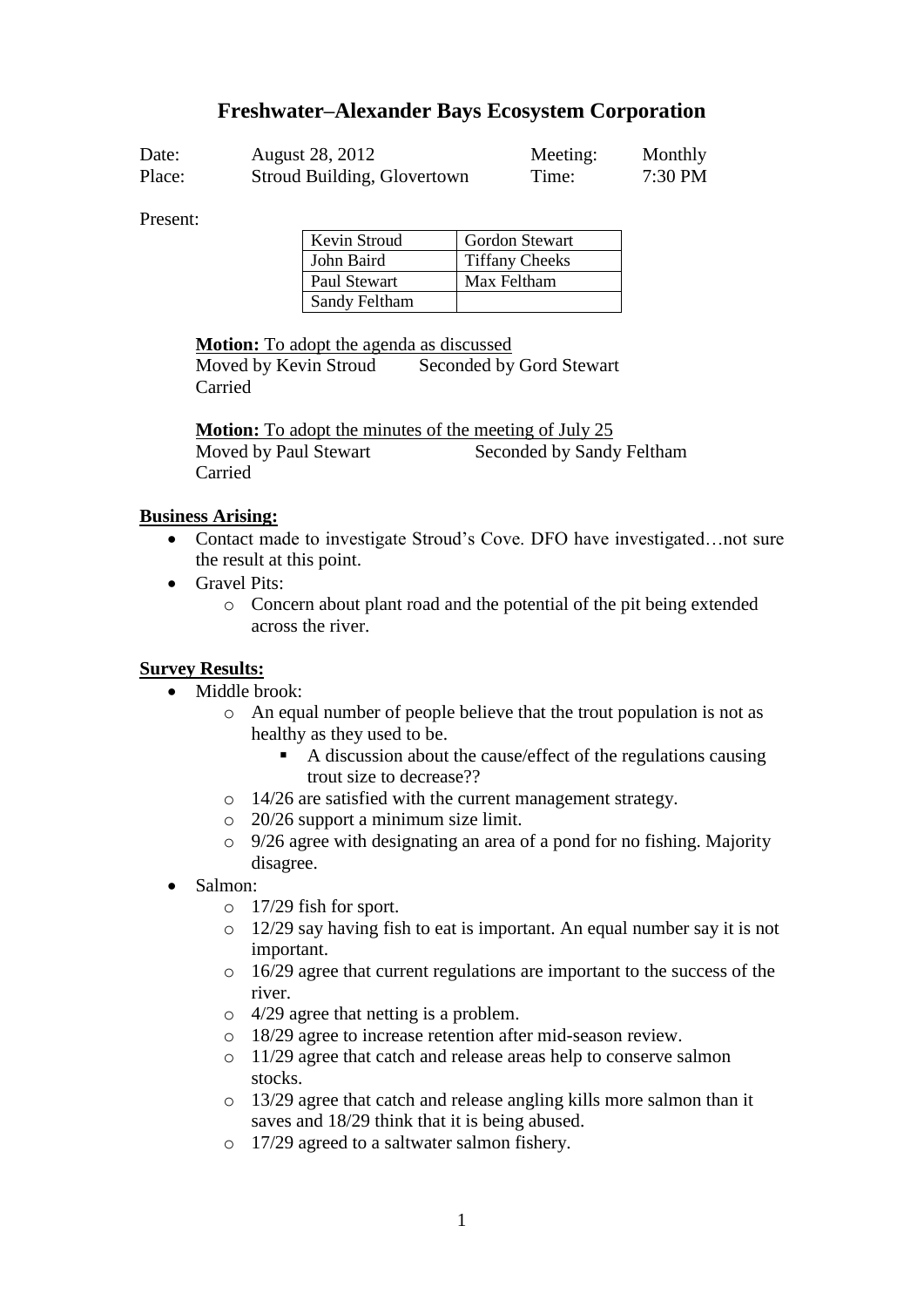# Freshwater–Alexander Bays Ecosystem Corporation

| | | | |
|---|---|---|---|
| Date: | August 28, 2012 | Meeting: | Monthly |
| Place: | Stroud Building, Glovertown | Time: | 7:30 PM |

Present:

| | |
|---|---|
| Kevin Stroud | Gordon Stewart |
| John Baird | Tiffany Cheeks |
| Paul Stewart | Max Feltham |
| Sandy Feltham | |

**Motion:** To adopt the agenda as discussed
Moved by Kevin Stroud Seconded by Gord Stewart
Carried

**Motion:** To adopt the minutes of the meeting of July 25
Moved by Paul Stewart Seconded by Sandy Feltham
Carried

**Business Arising:**

- Contact made to investigate Stroud's Cove. DFO have investigated…not sure the result at this point.
- Gravel Pits:
  - Concern about plant road and the potential of the pit being extended across the river.

**Survey Results:**

- Middle brook:
  - An equal number of people believe that the trout population is not as healthy as they used to be.
    - A discussion about the cause/effect of the regulations causing trout size to decrease??
  - 14/26 are satisfied with the current management strategy.
  - 20/26 support a minimum size limit.
  - 9/26 agree with designating an area of a pond for no fishing. Majority disagree.
- Salmon:
  - 17/29 fish for sport.
  - 12/29 say having fish to eat is important. An equal number say it is not important.
  - 16/29 agree that current regulations are important to the success of the river.
  - 4/29 agree that netting is a problem.
  - 18/29 agree to increase retention after mid-season review.
  - 11/29 agree that catch and release areas help to conserve salmon stocks.
  - 13/29 agree that catch and release angling kills more salmon than it saves and 18/29 think that it is being abused.
  - 17/29 agreed to a saltwater salmon fishery.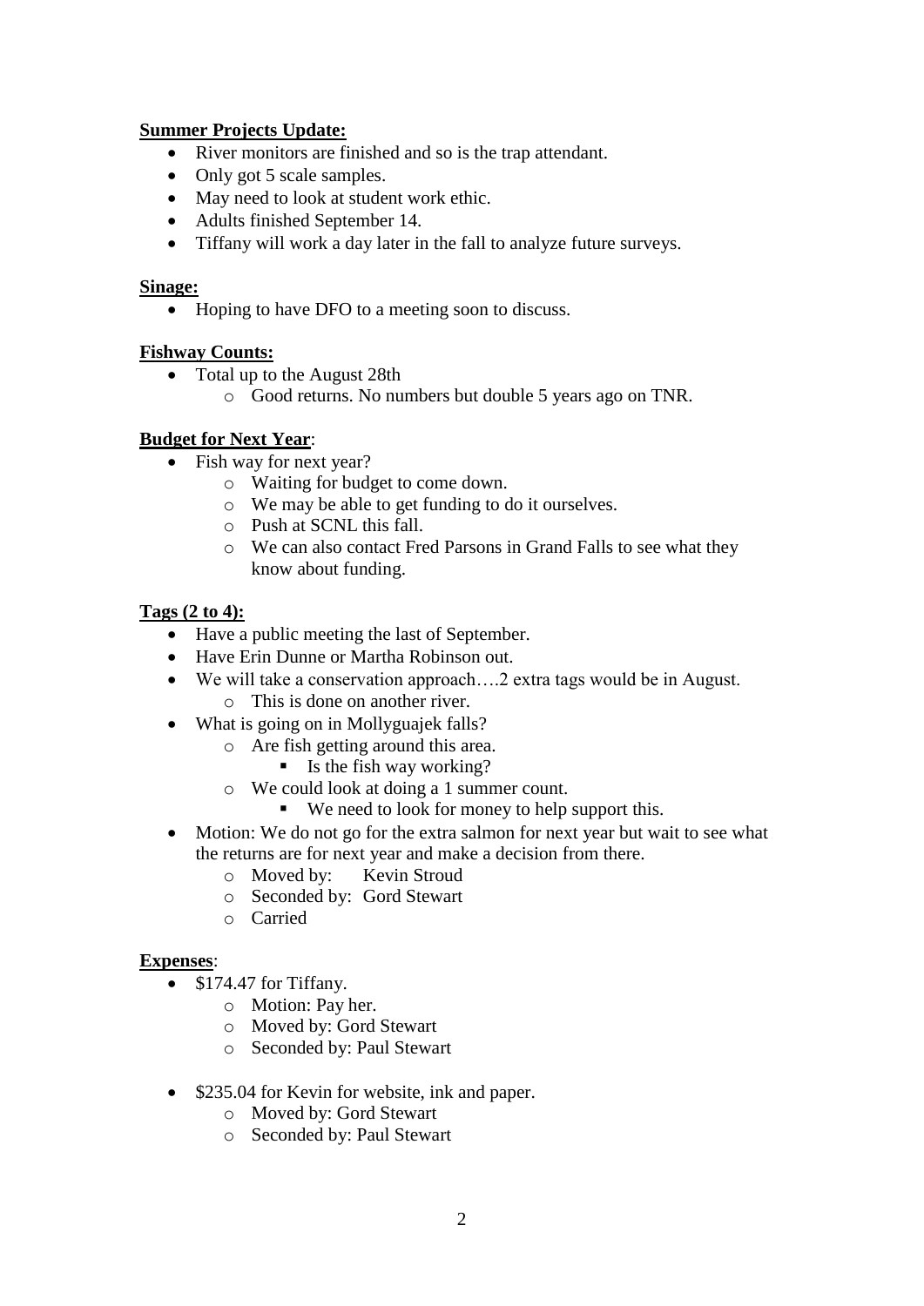**Summer Projects Update:**

- River monitors are finished and so is the trap attendant.
- Only got 5 scale samples.
- May need to look at student work ethic.
- Adults finished September 14.
- Tiffany will work a day later in the fall to analyze future surveys.

**Sinage:**

- Hoping to have DFO to a meeting soon to discuss.

**Fishway Counts:**

- Total up to the August 28th
  - Good returns. No numbers but double 5 years ago on TNR.

**Budget for Next Year**:

- Fish way for next year?
  - Waiting for budget to come down.
  - We may be able to get funding to do it ourselves.
  - Push at SCNL this fall.
  - We can also contact Fred Parsons in Grand Falls to see what they know about funding.

**Tags (2 to 4):**

- Have a public meeting the last of September.
- Have Erin Dunne or Martha Robinson out.
- We will take a conservation approach….2 extra tags would be in August.
  - This is done on another river.
- What is going on in Mollyguajek falls?
  - Are fish getting around this area.
    - Is the fish way working?
  - We could look at doing a 1 summer count.
    - We need to look for money to help support this.
- Motion: We do not go for the extra salmon for next year but wait to see what the returns are for next year and make a decision from there.
  - Moved by: Kevin Stroud
  - Seconded by: Gord Stewart
  - Carried

**Expenses**:

- $174.47 for Tiffany.
  - Motion: Pay her.
  - Moved by: Gord Stewart
  - Seconded by: Paul Stewart
- $235.04 for Kevin for website, ink and paper.
  - Moved by: Gord Stewart
  - Seconded by: Paul Stewart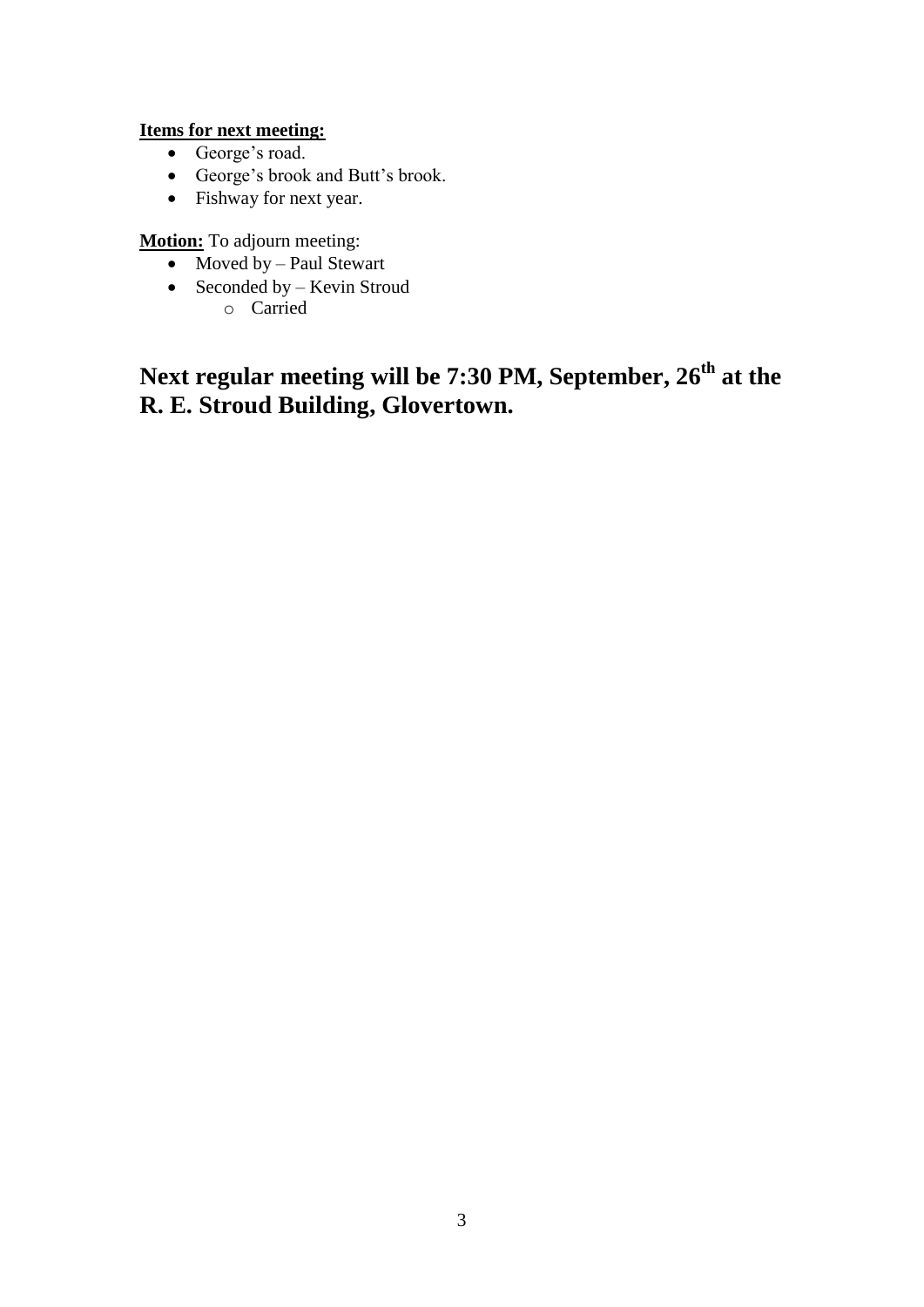**Items for next meeting:**

- George's road.
- George's brook and Butt's brook.
- Fishway for next year.

**Motion:** To adjourn meeting:

- Moved by – Paul Stewart
- Seconded by – Kevin Stroud
  - Carried

## Next regular meeting will be 7:30 PM, September, 26th at the R. E. Stroud Building, Glovertown.